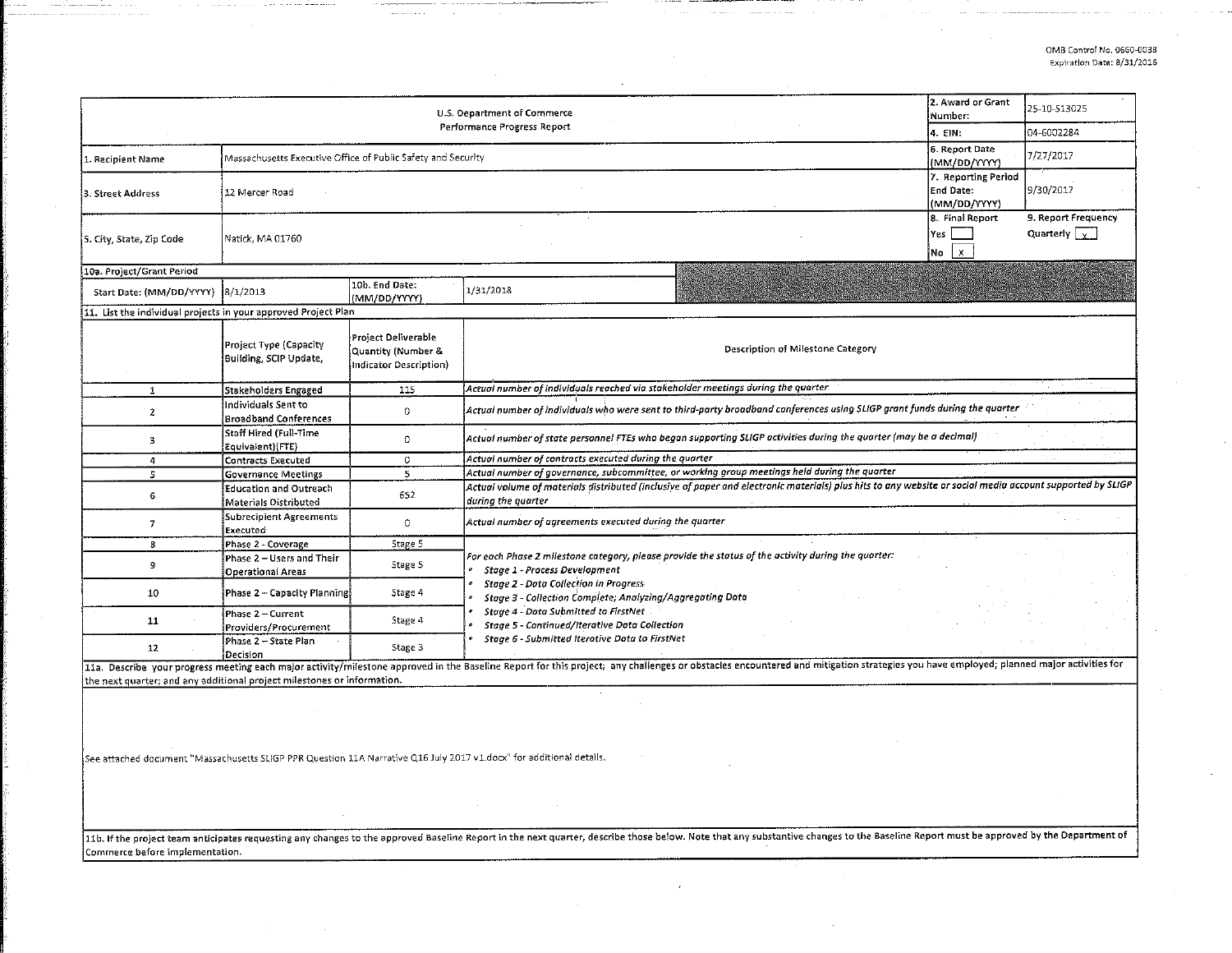OMB Control No. 0660-0038
Expiration Date: 8/31/2016

| U.S. Department of Commerce<br>Performance Progress Report | | 2. Award or Grant Number: | 25-10-S13025 |
|---|---|---|---|
| | | 4. EIN: | 04-6002284 |
| 1. Recipient Name | Massachusetts Executive Office of Public Safety and Security | 6. Report Date (MM/DD/YYYY) | 7/27/2017 |
| 3. Street Address | 12 Mercer Road | 7. Reporting Period End Date: (MM/DD/YYYY) | 9/30/2017 |
| 5. City, State, Zip Code | Natick, MA 01760 | 8. Final Report<br>Yes [ ]<br>No [x] | 9. Report Frequency<br>Quarterly [x] |

| 10a. Project/Grant Period | | | |
|---|---|---|---|
| Start Date: (MM/DD/YYYY) | 8/1/2013 | 10b. End Date: (MM/DD/YYYY) | 1/31/2018 |

11. List the individual projects in your approved Project Plan

| | Project Type (Capacity Building, SCIP Update, | Project Deliverable Quantity (Number & Indicator Description) | Description of Milestone Category |
|---|---|---|---|
| 1 | Stakeholders Engaged | 115 | *Actual number of individuals reached via stakeholder meetings during the quarter* |
| 2 | Individuals Sent to Broadband Conferences | 0 | *Actual number of individuals who were sent to third-party broadband conferences using SLIGP grant funds during the quarter* |
| 3 | Staff Hired (Full-Time Equivalent)(FTE) | 0 | *Actual number of state personnel FTEs who began supporting SLIGP activities during the quarter (may be a decimal)* |
| 4 | Contracts Executed | 0 | *Actual number of contracts executed during the quarter* |
| 5 | Governance Meetings | 5 | *Actual number of governance, subcommittee, or working group meetings held during the quarter* |
| 6 | Education and Outreach Materials Distributed | 652 | *Actual volume of materials distributed (inclusive of paper and electronic materials) plus hits to any website or social media account supported by SLIGP during the quarter* |
| 7 | Subrecipient Agreements Executed | 0 | *Actual number of agreements executed during the quarter* |
| 8 | Phase 2 - Coverage | Stage 5 | *For each Phase 2 milestone category, please provide the status of the activity during the quarter:*<br>• *Stage 1 - Process Development*<br>• *Stage 2 - Data Collection in Progress*<br>• *Stage 3 - Collection Complete; Analyzing/Aggregating Data*<br>• *Stage 4 - Data Submitted to FirstNet*<br>• *Stage 5 - Continued/Iterative Data Collection*<br>• *Stage 6 - Submitted Iterative Data to FirstNet* |
| 9 | Phase 2 – Users and Their Operational Areas | Stage 5 | |
| 10 | Phase 2 – Capacity Planning | Stage 4 | |
| 11 | Phase 2 – Current Providers/Procurement | Stage 4 | |
| 12 | Phase 2 – State Plan Decision | Stage 3 | |

11a. Describe your progress meeting each major activity/milestone approved in the Baseline Report for this project; any challenges or obstacles encountered and mitigation strategies you have employed; planned major activities for the next quarter; and any additional project milestones or information.

See attached document "Massachusetts SLIGP PPR Question 11A Narrative Q16 July 2017 v1.docx" for additional details.

11b. If the project team anticipates requesting any changes to the approved Baseline Report in the next quarter, describe those below. Note that any substantive changes to the Baseline Report must be approved by the Department of Commerce before implementation.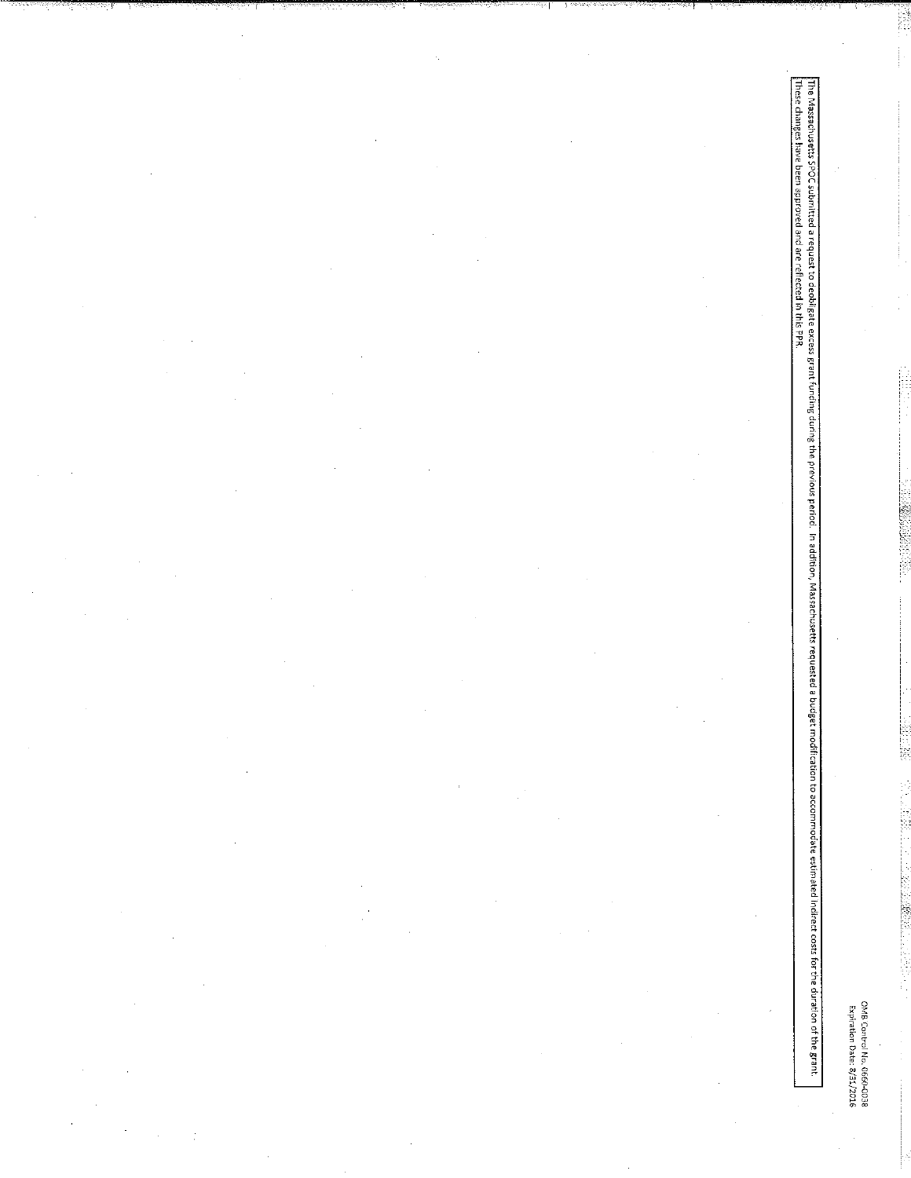The Massachusetts SPOC submitted a request to deobligate excess grant funding during the previous period. In addition, Massachusetts requested a budget modification to accommodate estimated indirect costs for the duration of the grant. These changes have been approved and are reflected in this PPR.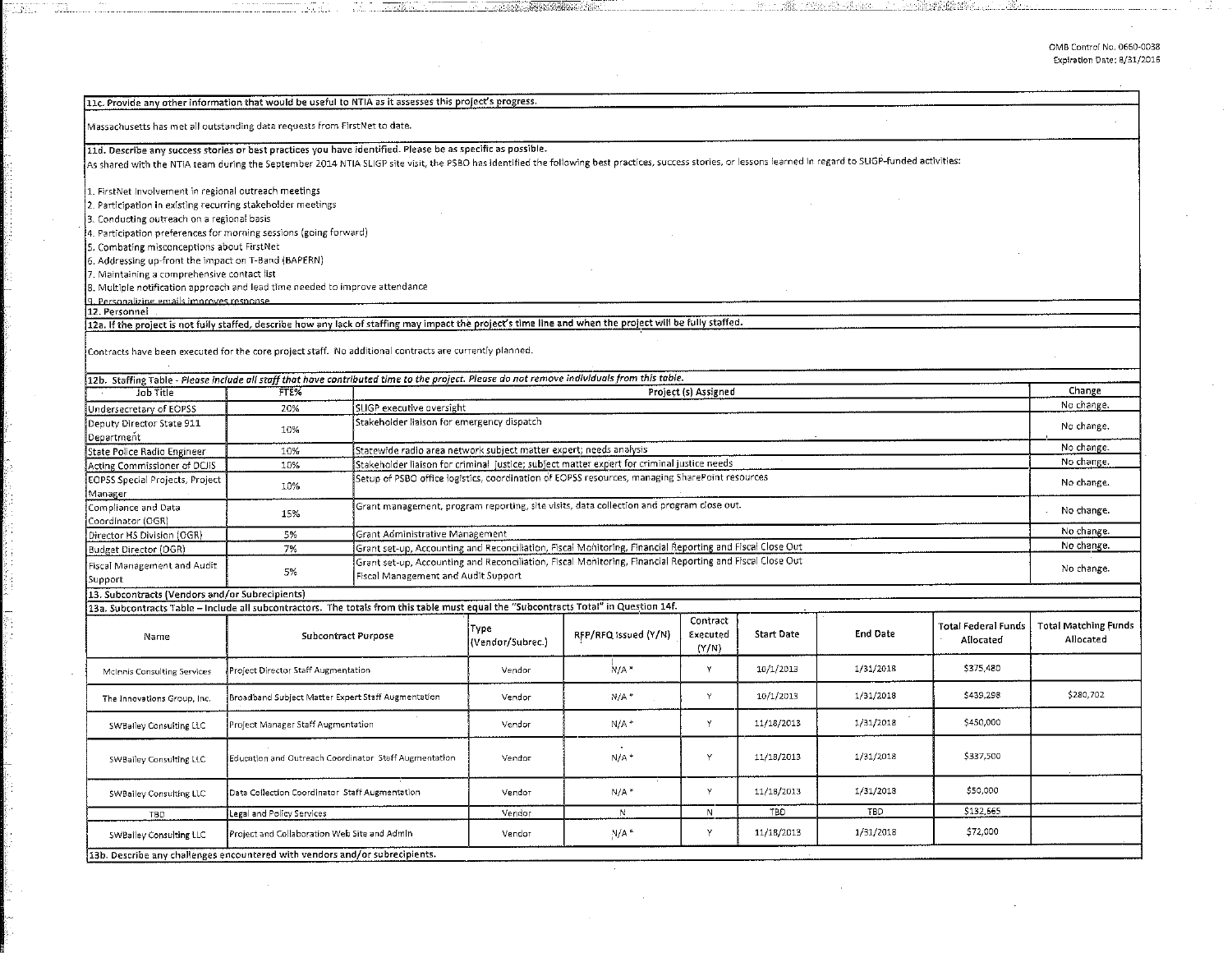**11c. Provide any other information that would be useful to NTIA as it assesses this project's progress.**

Massachusetts has met all outstanding data requests from FirstNet to date.

**11d. Describe any success stories or best practices you have identified. Please be as specific as possible.**

As shared with the NTIA team during the September 2014 NTIA SLIGP site visit, the PSBO has identified the following best practices, success stories, or lessons learned in regard to SLIGP-funded activities:

1. FirstNet involvement in regional outreach meetings
2. Participation in existing recurring stakeholder meetings
3. Conducting outreach on a regional basis
4. Participation preferences for morning sessions (going forward)
5. Combating misconceptions about FirstNet
6. Addressing up-front the impact on T-Band (BAPERN)
7. Maintaining a comprehensive contact list
8. Multiple notification approach and lead time needed to improve attendance
9. Personalizing emails improves response

## 12. Personnel

**12a. If the project is not fully staffed, describe how any lack of staffing may impact the project's time line and when the project will be fully staffed.**

Contracts have been executed for the core project staff. No additional contracts are currently planned.

**12b. Staffing Table** - *Please include all staff that have contributed time to the project. Please do not remove individuals from this table.*

| Job Title | FTE% | Project (s) Assigned | Change |
|---|---|---|---|
| Undersecretary of EOPSS | 20% | SLIGP executive oversight | No change. |
| Deputy Director State 911 Department | 10% | Stakeholder liaison for emergency dispatch | No change. |
| State Police Radio Engineer | 10% | Statewide radio area network subject matter expert; needs analysis | No change. |
| Acting Commissioner of DCJIS | 10% | Stakeholder liaison for criminal justice; subject matter expert for criminal justice needs | No change. |
| EOPSS Special Projects, Project Manager | 10% | Setup of PSBO office logistics, coordination of EOPSS resources, managing SharePoint resources | No change. |
| Compliance and Data Coordinator (OGR) | 15% | Grant management, program reporting, site visits, data collection and program close out. | No change. |
| Director HS Division (OGR) | 5% | Grant Administrative Management | No change. |
| Budget Director (OGR) | 7% | Grant set-up, Accounting and Reconciliation, Fiscal Monitoring, Financial Reporting and Fiscal Close Out | No change. |
| Fiscal Management and Audit Support | 5% | Grant set-up, Accounting and Reconciliation, Fiscal Monitoring, Financial Reporting and Fiscal Close Out Fiscal Management and Audit Support | No change. |

## 13. Subcontracts (Vendors and/or Subrecipients)

**13a. Subcontracts Table – Include all subcontractors. The totals from this table must equal the "Subcontracts Total" in Question 14f.**

| Name | Subcontract Purpose | Type (Vendor/Subrec.) | RFP/RFQ Issued (Y/N) | Contract Executed (Y/N) | Start Date | End Date | Total Federal Funds Allocated | Total Matching Funds Allocated |
|---|---|---|---|---|---|---|---|---|
| McInnis Consulting Services | Project Director Staff Augmentation | Vendor | N/A * | Y | 10/1/2013 | 1/31/2018 | $375,480 | |
| The Innovations Group, Inc. | Broadband Subject Matter Expert Staff Augmentation | Vendor | N/A * | Y | 10/1/2013 | 1/31/2018 | $439,298 | $280,702 |
| SWBailey Consulting LLC | Project Manager Staff Augmentation | Vendor | N/A * | Y | 11/18/2013 | 1/31/2018 | $450,000 | |
| SWBailey Consulting LLC | Education and Outreach Coordinator Staff Augmentation | Vendor | N/A * | Y | 11/18/2013 | 1/31/2018 | $337,500 | |
| SWBailey Consulting LLC | Data Collection Coordinator Staff Augmentation | Vendor | N/A * | Y | 11/18/2013 | 1/31/2018 | $50,000 | |
| TBD | Legal and Policy Services | Vendor | N | N | TBD | TBD | $132,665 | |
| SWBailey Consulting LLC | Project and Collaboration Web Site and Admin | Vendor | N/A * | Y | 11/18/2013 | 1/31/2018 | $72,000 | |

**13b. Describe any challenges encountered with vendors and/or subrecipients.**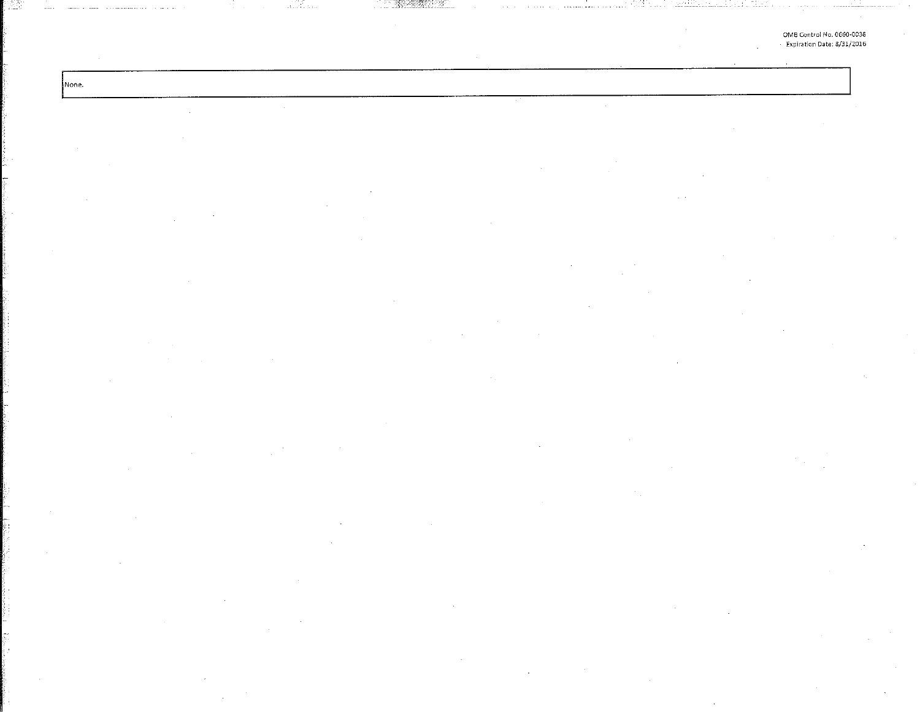OMB Control No. 0660-0038
Expiration Date: 8/31/2016

| None. |
|---|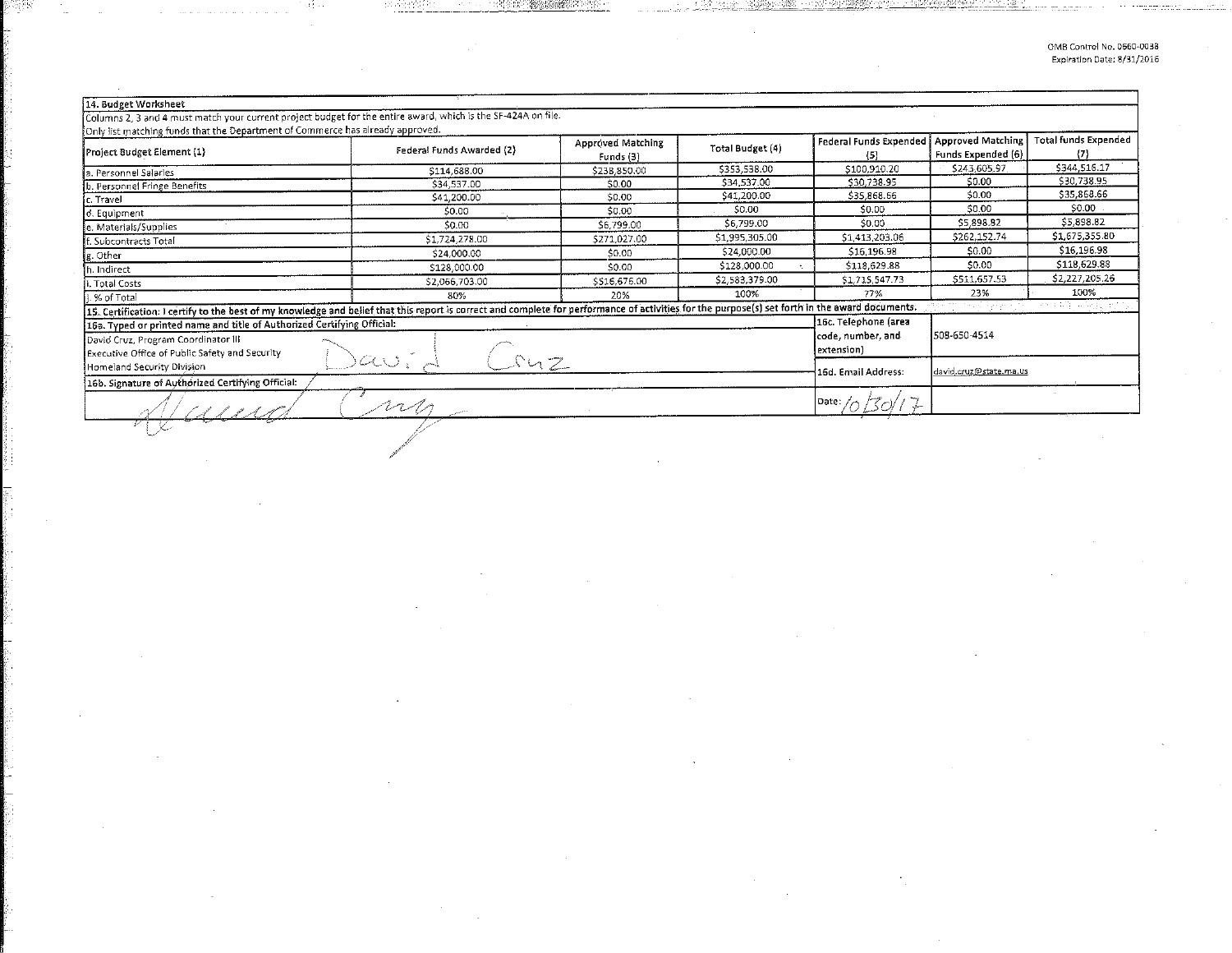OMB Control No. 0660-0038
Expiration Date: 8/31/2016

**14. Budget Worksheet**

Columns 2, 3 and 4 must match your current project budget for the entire award, which is the SF-424A on file.
Only list matching funds that the Department of Commerce has already approved.

| Project Budget Element (1) | Federal Funds Awarded (2) | Approved Matching Funds (3) | Total Budget (4) | Federal Funds Expended (5) | Approved Matching Funds Expended (6) | Total funds Expended (7) |
|---|---|---|---|---|---|---|
| a. Personnel Salaries | $114,688.00 | $238,850.00 | $353,538.00 | $100,910.20 | $243,605.97 | $344,516.17 |
| b. Personnel Fringe Benefits | $34,537.00 | $0.00 | $34,537.00 | $30,738.95 | $0.00 | $30,738.95 |
| c. Travel | $41,200.00 | $0.00 | $41,200.00 | $35,868.66 | $0.00 | $35,868.66 |
| d. Equipment | $0.00 | $0.00 | $0.00 | $0.00 | $0.00 | $0.00 |
| e. Materials/Supplies | $0.00 | $6,799.00 | $6,799.00 | $0.00 | $5,898.82 | $5,898.82 |
| f. Subcontracts Total | $1,724,278.00 | $271,027.00 | $1,995,305.00 | $1,413,203.06 | $262,152.74 | $1,675,355.80 |
| g. Other | $24,000.00 | $0.00 | $24,000.00 | $16,196.98 | $0.00 | $16,196.98 |
| h. Indirect | $128,000.00 | $0.00 | $128,000.00 | $118,629.88 | $0.00 | $118,629.88 |
| i. Total Costs | $2,066,703.00 | $516,676.00 | $2,583,379.00 | $1,715,547.73 | $511,657.53 | $2,227,205.26 |
| j. % of Total | 80% | 20% | 100% | 77% | 23% | 100% |

**15. Certification:** I certify to the best of my knowledge and belief that this report is correct and complete for performance of activities for the purpose(s) set forth in the award documents.

| 16a. Typed or printed name and title of Authorized Certifying Official: | 16c. Telephone (area code, number, and extension) | |
|---|---|---|
| David Cruz, Program Coordinator III<br>Executive Office of Public Safety and Security<br>Homeland Security Division<br>David Cruz | | 508-650-4514 |
| 16b. Signature of Authorized Certifying Official: | 16d. Email Address: | david.cruz@state.ma.us |
| David Cruz | Date: 10/30/17 | |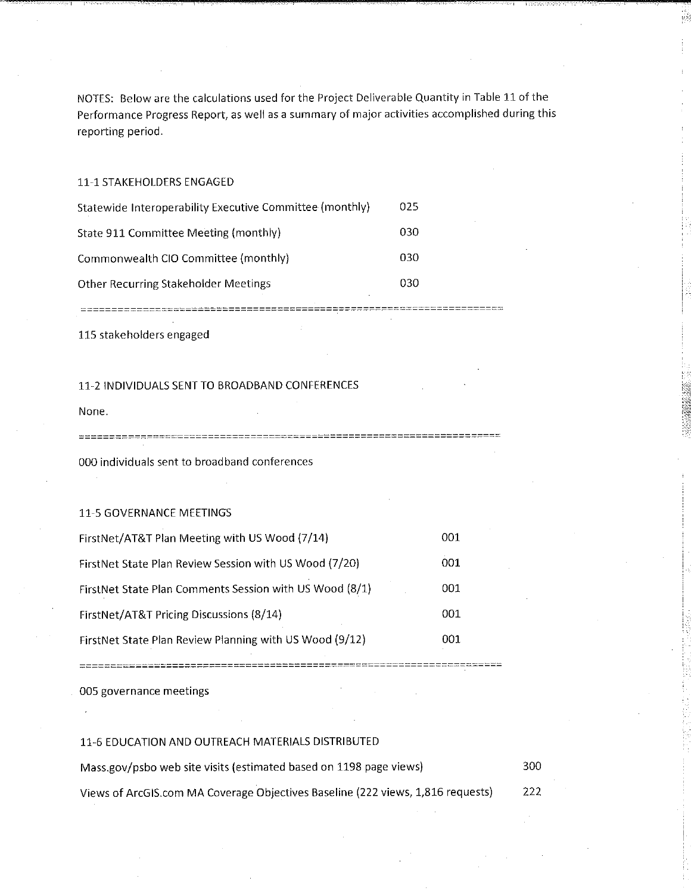NOTES: Below are the calculations used for the Project Deliverable Quantity in Table 11 of the Performance Progress Report, as well as a summary of major activities accomplished during this reporting period.

### 11-1 STAKEHOLDERS ENGAGED

| | |
|---|---|
| Statewide Interoperability Executive Committee (monthly) | 025 |
| State 911 Committee Meeting (monthly) | 030 |
| Commonwealth CIO Committee (monthly) | 030 |
| Other Recurring Stakeholder Meetings | 030 |

===================================================================

115 stakeholders engaged

### 11-2 INDIVIDUALS SENT TO BROADBAND CONFERENCES

None.

===================================================================

000 individuals sent to broadband conferences

### 11-5 GOVERNANCE MEETINGS

| | |
|---|---|
| FirstNet/AT&T Plan Meeting with US Wood (7/14) | 001 |
| FirstNet State Plan Review Session with US Wood (7/20) | 001 |
| FirstNet State Plan Comments Session with US Wood (8/1) | 001 |
| FirstNet/AT&T Pricing Discussions (8/14) | 001 |
| FirstNet State Plan Review Planning with US Wood (9/12) | 001 |

===================================================================

005 governance meetings

### 11-6 EDUCATION AND OUTREACH MATERIALS DISTRIBUTED

| | |
|---|---|
| Mass.gov/psbo web site visits (estimated based on 1198 page views) | 300 |
| Views of ArcGIS.com MA Coverage Objectives Baseline (222 views, 1,816 requests) | 222 |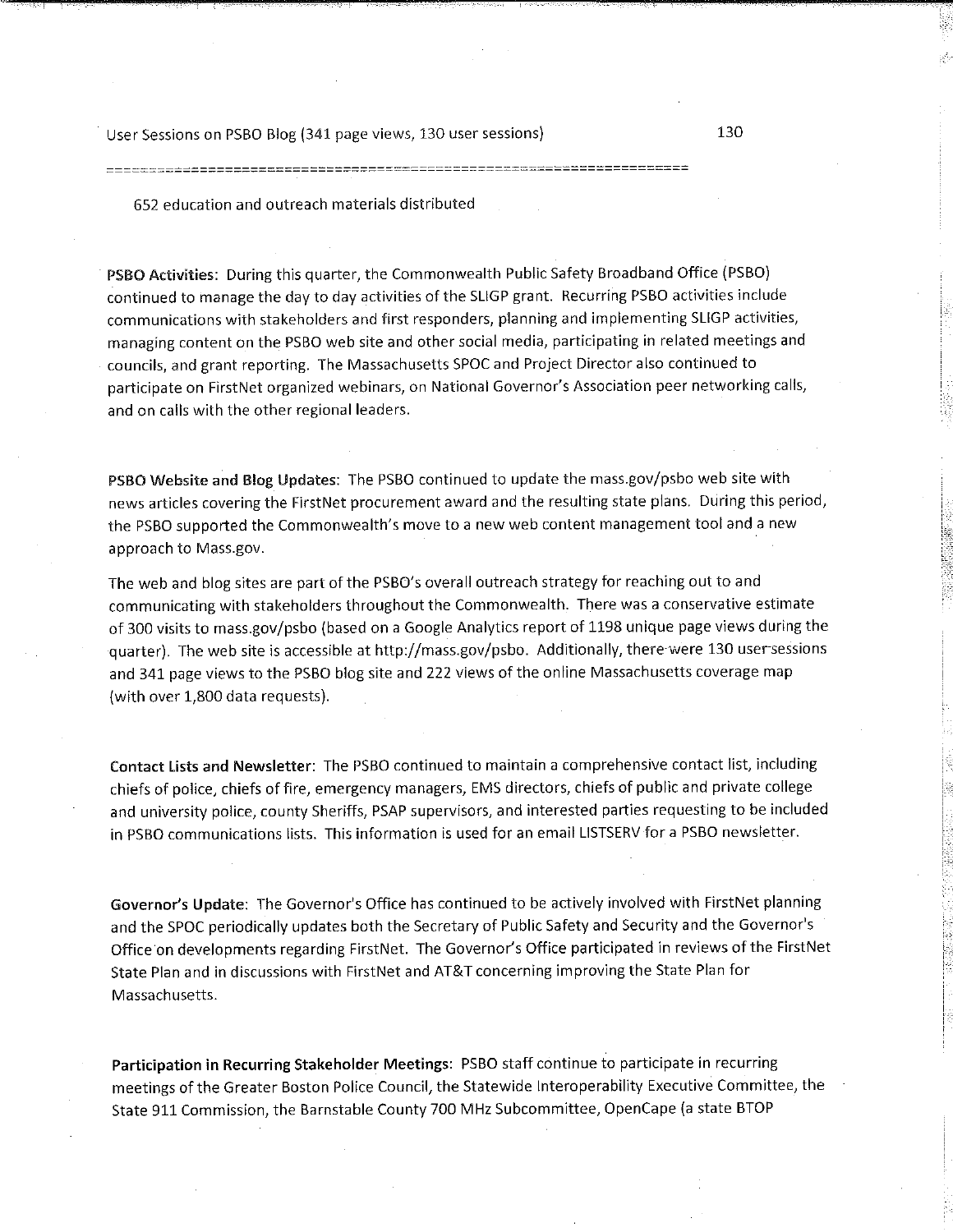User Sessions on PSBO Blog (341 page views, 130 user sessions) 130

=================================================================

652 education and outreach materials distributed

**PSBO Activities:** During this quarter, the Commonwealth Public Safety Broadband Office (PSBO) continued to manage the day to day activities of the SLIGP grant. Recurring PSBO activities include communications with stakeholders and first responders, planning and implementing SLIGP activities, managing content on the PSBO web site and other social media, participating in related meetings and councils, and grant reporting. The Massachusetts SPOC and Project Director also continued to participate on FirstNet organized webinars, on National Governor's Association peer networking calls, and on calls with the other regional leaders.

**PSBO Website and Blog Updates:** The PSBO continued to update the mass.gov/psbo web site with news articles covering the FirstNet procurement award and the resulting state plans. During this period, the PSBO supported the Commonwealth's move to a new web content management tool and a new approach to Mass.gov.

The web and blog sites are part of the PSBO's overall outreach strategy for reaching out to and communicating with stakeholders throughout the Commonwealth. There was a conservative estimate of 300 visits to mass.gov/psbo (based on a Google Analytics report of 1198 unique page views during the quarter). The web site is accessible at http://mass.gov/psbo. Additionally, there were 130 user sessions and 341 page views to the PSBO blog site and 222 views of the online Massachusetts coverage map (with over 1,800 data requests).

**Contact Lists and Newsletter:** The PSBO continued to maintain a comprehensive contact list, including chiefs of police, chiefs of fire, emergency managers, EMS directors, chiefs of public and private college and university police, county Sheriffs, PSAP supervisors, and interested parties requesting to be included in PSBO communications lists. This information is used for an email LISTSERV for a PSBO newsletter.

**Governor's Update:** The Governor's Office has continued to be actively involved with FirstNet planning and the SPOC periodically updates both the Secretary of Public Safety and Security and the Governor's Office on developments regarding FirstNet. The Governor's Office participated in reviews of the FirstNet State Plan and in discussions with FirstNet and AT&T concerning improving the State Plan for Massachusetts.

**Participation in Recurring Stakeholder Meetings:** PSBO staff continue to participate in recurring meetings of the Greater Boston Police Council, the Statewide Interoperability Executive Committee, the State 911 Commission, the Barnstable County 700 MHz Subcommittee, OpenCape (a state BTOP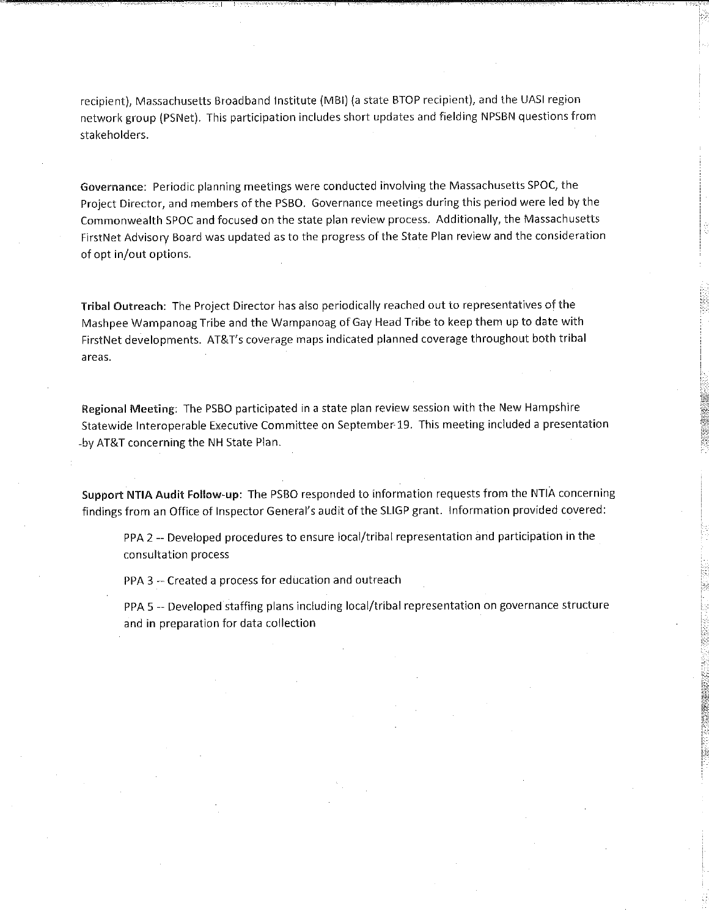recipient), Massachusetts Broadband Institute (MBI) (a state BTOP recipient), and the UASI region network group (PSNet). This participation includes short updates and fielding NPSBN questions from stakeholders.

**Governance**: Periodic planning meetings were conducted involving the Massachusetts SPOC, the Project Director, and members of the PSBO. Governance meetings during this period were led by the Commonwealth SPOC and focused on the state plan review process. Additionally, the Massachusetts FirstNet Advisory Board was updated as to the progress of the State Plan review and the consideration of opt in/out options.

**Tribal Outreach**: The Project Director has also periodically reached out to representatives of the Mashpee Wampanoag Tribe and the Wampanoag of Gay Head Tribe to keep them up to date with FirstNet developments. AT&T's coverage maps indicated planned coverage throughout both tribal areas.

**Regional Meeting**: The PSBO participated in a state plan review session with the New Hampshire Statewide Interoperable Executive Committee on September 19. This meeting included a presentation by AT&T concerning the NH State Plan.

**Support NTIA Audit Follow-up**: The PSBO responded to information requests from the NTIA concerning findings from an Office of Inspector General's audit of the SLIGP grant. Information provided covered:

PPA 2 -- Developed procedures to ensure local/tribal representation and participation in the consultation process

PPA 3 -- Created a process for education and outreach

PPA 5 -- Developed staffing plans including local/tribal representation on governance structure and in preparation for data collection